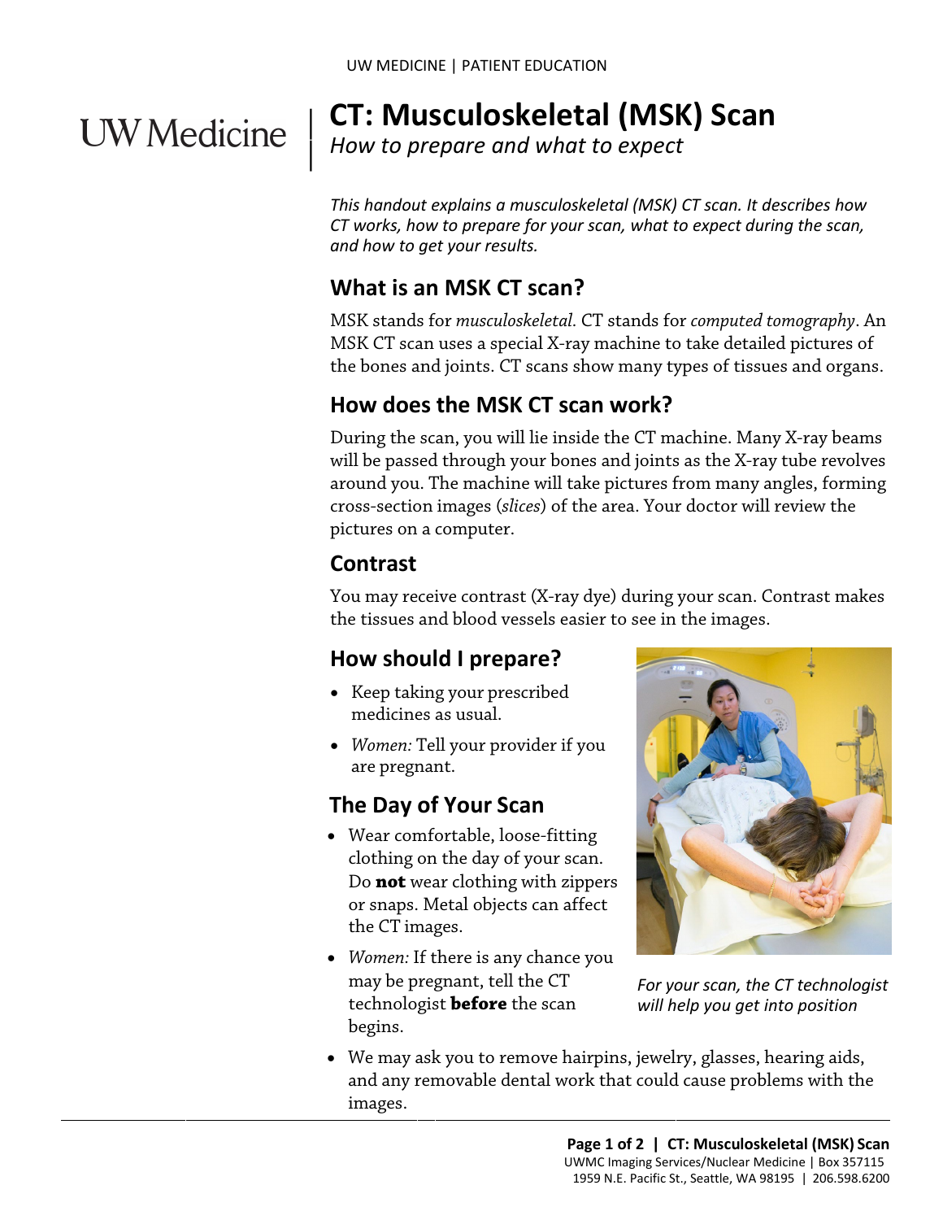UW Medicine

# CT: Musculoskeletal (MSK) Scan

*How to prepare and what to expect*

*This handout explains a musculoskeletal (MSK) CT scan. It describes how CT works, how to prepare for your scan, what to expect during the scan, and how to get your results.*

## What is an MSK CT scan?

MSK stands for *musculoskeletal*. CT stands for *computed tomography*. An MSK CT scan uses a special X-ray machine to take detailed pictures of the bones and joints. CT scans show many types of tissues and organs.

## How does the MSK CT scan work?

During the scan, you will lie inside the CT machine. Many X-ray beams will be passed through your bones and joints as the X-ray tube revolves around you. The machine will take pictures from many angles, forming cross-section images (*slices*) of the area. Your doctor will review the pictures on a computer.

## Contrast

You may receive contrast (X-ray dye) during your scan. Contrast makes the tissues and blood vessels easier to see in the images.

## How should I prepare?

- Keep taking your prescribed medicines as usual.
- *Women:* Tell your provider if you are pregnant.

## The Day of Your Scan

- Wear comfortable, loose-fitting clothing on the day of your scan. Do **not** wear clothing with zippers or snaps. Metal objects can affect the CT images.
- *Women:* If there is any chance you may be pregnant, tell the CT technologist **before** the scan begins.
- We may ask you to remove hairpins, jewelry, glasses, hearing aids, and any removable dental work that could cause problems with the images.

*For your scan, the CT technologist will help you get into position*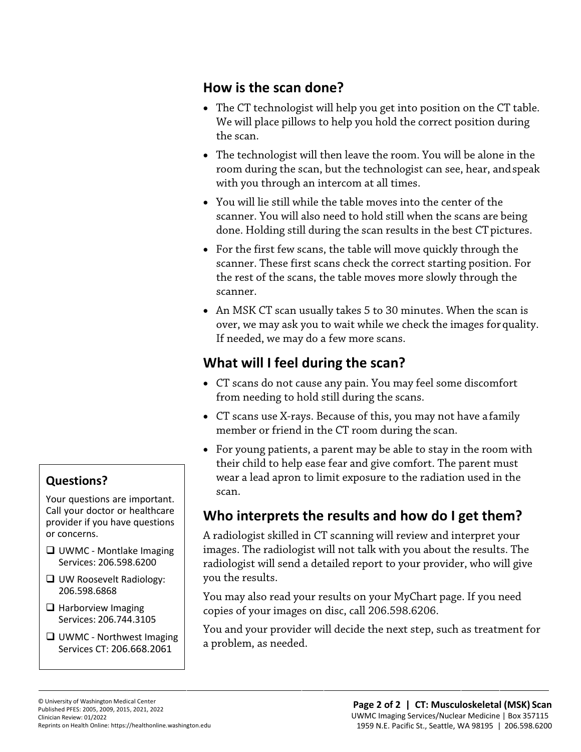## How is the scan done?

- The CT technologist will help you get into position on the CT table. We will place pillows to help you hold the correct position during the scan.
- The technologist will then leave the room. You will be alone in the room during the scan, but the technologist can see, hear, and speak with you through an intercom at all times.
- You will lie still while the table moves into the center of the scanner. You will also need to hold still when the scans are being done. Holding still during the scan results in the best CT pictures.
- For the first few scans, the table will move quickly through the scanner. These first scans check the correct starting position. For the rest of the scans, the table moves more slowly through the scanner.
- An MSK CT scan usually takes 5 to 30 minutes. When the scan is over, we may ask you to wait while we check the images for quality. If needed, we may do a few more scans.

## What will I feel during the scan?

- CT scans do not cause any pain. You may feel some discomfort from needing to hold still during the scans.
- CT scans use X-rays. Because of this, you may not have a family member or friend in the CT room during the scan.
- For young patients, a parent may be able to stay in the room with their child to help ease fear and give comfort. The parent must wear a lead apron to limit exposure to the radiation used in the scan.

## Who interprets the results and how do I get them?

A radiologist skilled in CT scanning will review and interpret your images. The radiologist will not talk with you about the results. The radiologist will send a detailed report to your provider, who will give you the results.

You may also read your results on your MyChart page. If you need copies of your images on disc, call 206.598.6206.

You and your provider will decide the next step, such as treatment for a problem, as needed.

### Questions?

Your questions are important. Call your doctor or healthcare provider if you have questions or concerns.

- ☐ UWMC - Montlake Imaging Services: 206.598.6200
- ☐ UW Roosevelt Radiology: 206.598.6868
- ☐ Harborview Imaging Services: 206.744.3105
- ☐ UWMC - Northwest Imaging Services CT: 206.668.2061

© University of Washington Medical Center
Published PFES: 2005, 2009, 2015, 2021, 2022
Clinician Review: 01/2022
Reprints on Health Online: https://healthonline.washington.edu

UWMC Imaging Services/Nuclear Medicine | Box 357115
1959 N.E. Pacific St., Seattle, WA 98195 | 206.598.6200